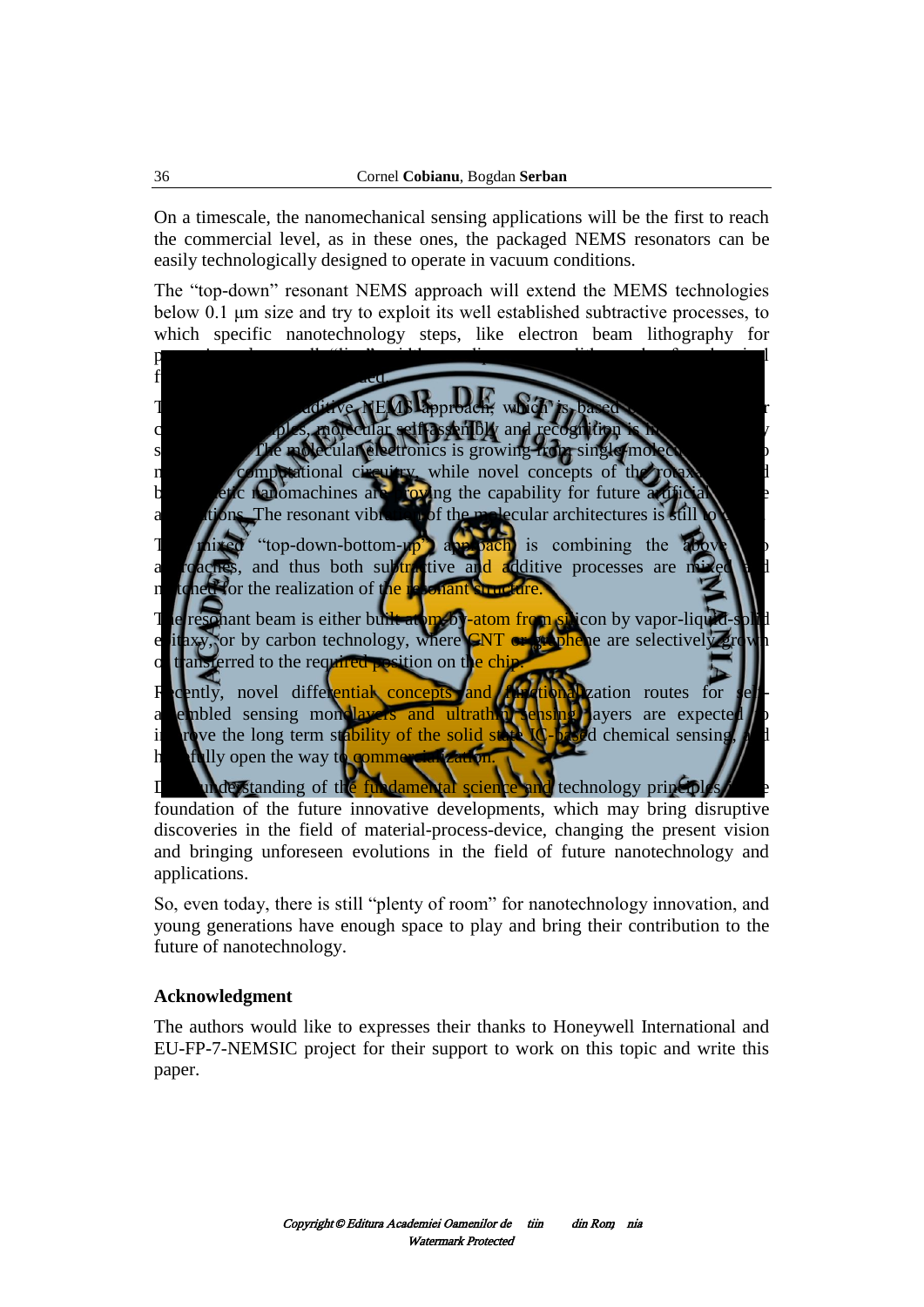On a timescale, the nanomechanical sensing applications will be the first to reach the commercial level, as in these ones, the packaged NEMS resonators can be easily technologically designed to operate in vacuum conditions.

The "top-down" resonant NEMS approach will extend the MEMS technologies below 0.1 μm size and try to exploit its well established subtractive processes, to which specific nanotechnology steps, like electron beam lithography for p... f... ...ed.

T... ...ditive NEMS approach, which is based ... ...r c... ...ples, molecular self-assembly and recognition is ...y s... The molecular electronics is growing from single molec... ...o n... computational circuitry, while novel concepts of the rotax... ...d b... ...etic nanomachines are ...oving the capability for future artificial ...e a... ...ions. The resonant vibr... of the molecular architectures is still to ...

T... ...ixed "top-down-bottom-up" approach is combining the above ...o a... ...oaches, and thus both subtractive and additive processes are mixed ...d m... ...oned for the realization of the resonant structure.

The resonant beam is either built atom-by-atom from silicon by vapor-liquid-solid e...itaxy, or by carbon technology, where CNT or graphene are selectively grown o... transferred to the required position on the chip.

Recently, novel differential concepts and functionalization routes for se...-a...embled sensing monolayers and ultrathin sensing layers are expected ...o i...rove the long term stability of the solid state IC-based chemical sensing, ...d h...fully open the way to commercialization.

D... understanding of the fundamental science and technology principles ...e foundation of the future innovative developments, which may bring disruptive discoveries in the field of material-process-device, changing the present vision and bringing unforeseen evolutions in the field of future nanotechnology and applications.

So, even today, there is still "plenty of room" for nanotechnology innovation, and young generations have enough space to play and bring their contribution to the future of nanotechnology.

### Acknowledgment

The authors would like to expresses their thanks to Honeywell International and EU-FP-7-NEMSIC project for their support to work on this topic and write this paper.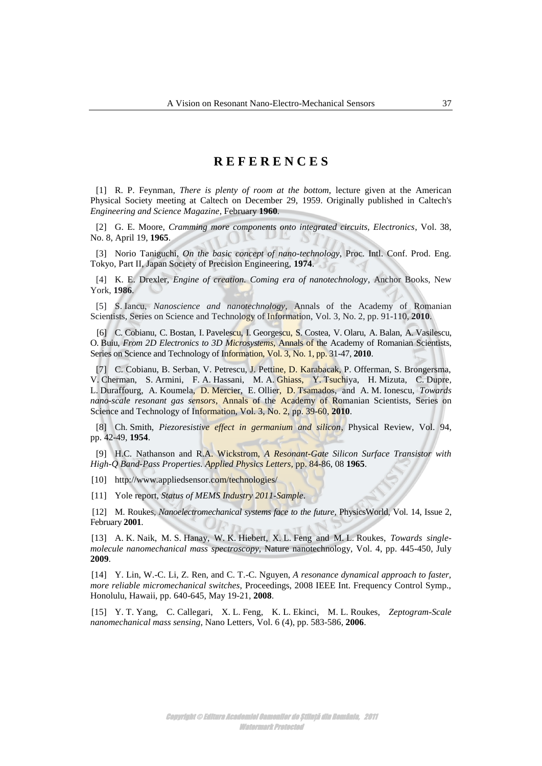# REFERENCES

[1] R. P. Feynman, *There is plenty of room at the bottom*, lecture given at the American Physical Society meeting at Caltech on December 29, 1959. Originally published in Caltech's *Engineering and Science Magazine*, February **1960**.

[2] G. E. Moore, *Cramming more components onto integrated circuits, Electronics*, Vol. 38, No. 8, April 19, **1965**.

[3] Norio Taniguchi, *On the basic concept of nano-technology*, Proc. Intl. Conf. Prod. Eng. Tokyo, Part II, Japan Society of Precision Engineering, **1974**.

[4] K. E. Drexler, *Engine of creation. Coming era of nanotechnology*, Anchor Books, New York, **1986**.

[5] S. Iancu, *Nanoscience and nanotechnology*, Annals of the Academy of Romanian Scientists, Series on Science and Technology of Information, Vol. 3, No. 2, pp. 91-110, **2010**.

[6] C. Cobianu, C. Bostan, I. Pavelescu, I. Georgescu, S. Costea, V. Olaru, A. Balan, A. Vasilescu, O. Buiu, *From 2D Electronics to 3D Microsystems*, Annals of the Academy of Romanian Scientists, Series on Science and Technology of Information, Vol. 3, No. 1, pp. 31-47, **2010**.

[7] C. Cobianu, B. Serban, V. Petrescu, J. Pettine, D. Karabacak, P. Offerman, S. Brongersma, V. Cherman, S. Armini, F. A. Hassani, M. A. Ghiass, Y. Tsuchiya, H. Mizuta, C. Dupre, L. Duraffourg, A. Koumela, D. Mercier, E. Ollier, D. Tsamados, and A. M. Ionescu, *Towards nano-scale resonant gas sensors*, Annals of the Academy of Romanian Scientists, Series on Science and Technology of Information, Vol. 3, No. 2, pp. 39-60, **2010**.

[8] Ch. Smith, *Piezoresistive effect in germanium and silicon*, Physical Review, Vol. 94, pp. 42-49, **1954**.

[9] H.C. Nathanson and R.A. Wickstrom, *A Resonant-Gate Silicon Surface Transistor with High-Q Band-Pass Properties. Applied Physics Letters*, pp. 84-86, 08 **1965**.

[10] http://www.appliedsensor.com/technologies/

[11] Yole report, *Status of MEMS Industry 2011-Sample*.

[12] M. Roukes, *Nanoelectromechanical systems face to the future*, PhysicsWorld, Vol. 14, Issue 2, February **2001**.

[13] A. K. Naik, M. S. Hanay, W. K. Hiebert, X. L. Feng and M. L. Roukes, *Towards single-molecule nanomechanical mass spectroscopy*, Nature nanotechnology, Vol. 4, pp. 445-450, July **2009**.

[14] Y. Lin, W.-C. Li, Z. Ren, and C. T.-C. Nguyen, *A resonance dynamical approach to faster, more reliable micromechanical switches*, Proceedings, 2008 IEEE Int. Frequency Control Symp., Honolulu, Hawaii, pp. 640-645, May 19-21, **2008**.

[15] Y. T. Yang, C. Callegari, X. L. Feng, K. L. Ekinci, M. L. Roukes, *Zeptogram-Scale nanomechanical mass sensing*, Nano Letters, Vol. 6 (4), pp. 583-586, **2006**.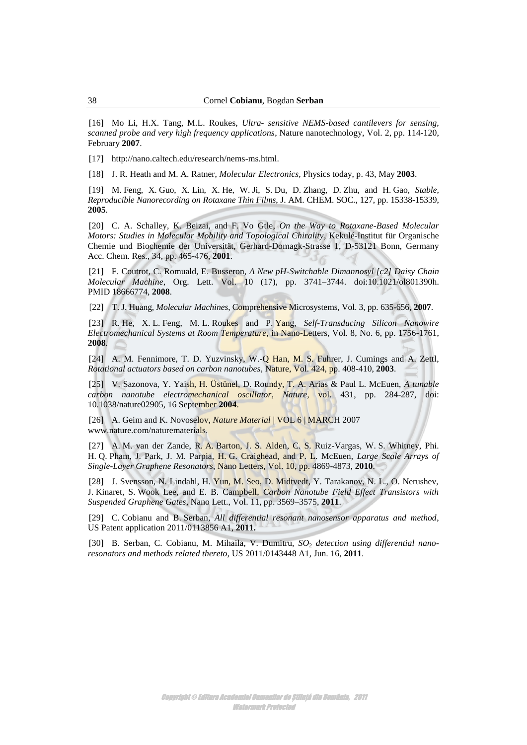[16] Mo Li, H.X. Tang, M.L. Roukes, *Ultra- sensitive NEMS-based cantilevers for sensing, scanned probe and very high frequency applications*, Nature nanotechnology, Vol. 2, pp. 114-120, February **2007**.

[17] http://nano.caltech.edu/research/nems-ms.html.

[18] J. R. Heath and M. A. Ratner, *Molecular Electronics*, Physics today, p. 43, May **2003**.

[19] M. Feng, X. Guo, X. Lin, X. He, W. Ji, S. Du, D. Zhang, D. Zhu, and H. Gao, *Stable, Reproducible Nanorecording on Rotaxane Thin Films*, J. AM. CHEM. SOC., 127, pp. 15338-15339, **2005**.

[20] C. A. Schalley, K. Beizai, and F. Vo Gtle, *On the Way to Rotaxane-Based Molecular Motors: Studies in Molecular Mobility and Topological Chirality*, Kekulé-Institut für Organische Chemie und Biochemie der Universität, Gerhard-Domagk-Strasse 1, D-53121 Bonn, Germany Acc. Chem. Res., 34, pp. 465-476, **2001**.

[21] F. Coutrot, C. Romuald, E. Busseron, *A New pH-Switchable Dimannosyl [c2] Daisy Chain Molecular Machine*, Org. Lett. Vol. 10 (17), pp. 3741–3744. doi:10.1021/ol801390h. PMID 18666774, **2008**.

[22] T. J. Huang, *Molecular Machines*, Comprehensive Microsystems, Vol. 3, pp. 635-656, **2007**.

[23] R. He, X. L. Feng, M. L. Roukes and P. Yang, *Self-Transducing Silicon Nanowire Electromechanical Systems at Room Temperature*, in Nano-Letters, Vol. 8, No. 6, pp. 1756-1761, **2008**.

[24] A. M. Fennimore, T. D. Yuzvinsky, W.-Q Han, M. S. Fuhrer, J. Cumings and A. Zettl, *Rotational actuators based on carbon nanotubes*, Nature, Vol. 424, pp. 408-410, **2003**.

[25] V. Sazonova, Y. Yaish, H. Üstünel, D. Roundy, T. A. Arias & Paul L. McEuen, *A tunable carbon nanotube electromechanical oscillator*, *Nature*, vol. 431, pp. 284-287, doi: 10.1038/nature02905, 16 September **2004**.

[26] A. Geim and K. Novoselov, *Nature Material* | VOL 6 | MARCH 2007 www.nature.com/naturematerials.

[27] A. M. van der Zande, R. A. Barton, J. S. Alden, C. S. Ruiz-Vargas, W. S. Whitney, Phi. H. Q. Pham, J. Park, J. M. Parpia, H. G. Craighead, and P. L. McEuen, *Large Scale Arrays of Single-Layer Graphene Resonators*, Nano Letters, Vol. 10, pp. 4869-4873, **2010**.

[28] J. Svensson, N. Lindahl, H. Yun, M. Seo, D. Midtvedt, Y. Tarakanov, N. L., O. Nerushev, J. Kinaret, S. Wook Lee, and E. B. Campbell, *Carbon Nanotube Field Effect Transistors with Suspended Graphene Gates*, Nano Lett., Vol. 11, pp. 3569–3575, **2011**.

[29] C. Cobianu and B. Serban, *All differential resonant nanosensor apparatus and method*, US Patent application 2011/0113856 A1, **2011.**

[30] B. Serban, C. Cobianu, M. Mihaila, V. Dumitru, *$SO_2$ detection using differential nano-resonators and methods related thereto*, US 2011/0143448 A1, Jun. 16, **2011**.